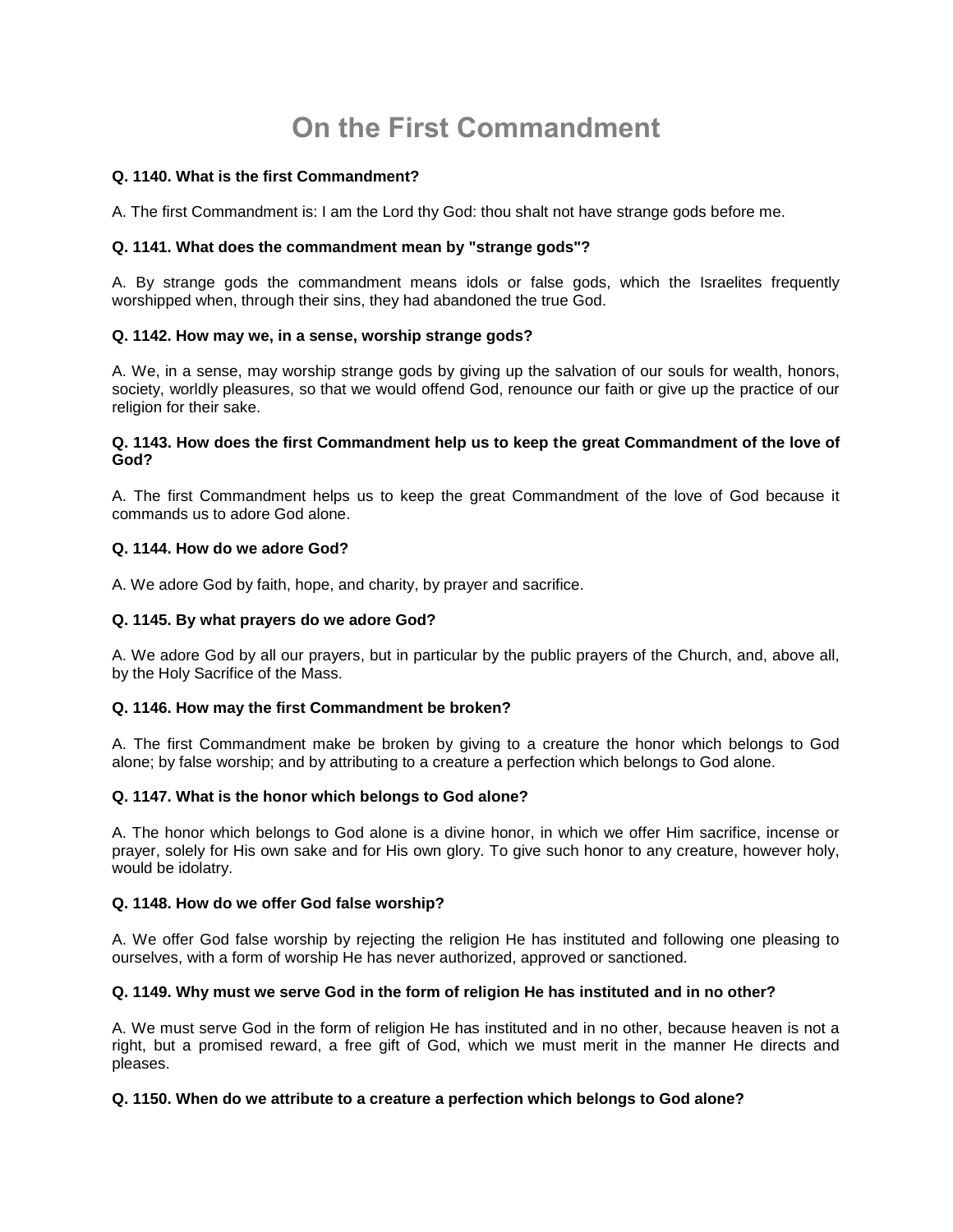# On the First Commandment

**Q. 1140. What is the first Commandment?**

A. The first Commandment is: I am the Lord thy God: thou shalt not have strange gods before me.

**Q. 1141. What does the commandment mean by "strange gods"?**

A. By strange gods the commandment means idols or false gods, which the Israelites frequently worshipped when, through their sins, they had abandoned the true God.

**Q. 1142. How may we, in a sense, worship strange gods?**

A. We, in a sense, may worship strange gods by giving up the salvation of our souls for wealth, honors, society, worldly pleasures, so that we would offend God, renounce our faith or give up the practice of our religion for their sake.

**Q. 1143. How does the first Commandment help us to keep the great Commandment of the love of God?**

A. The first Commandment helps us to keep the great Commandment of the love of God because it commands us to adore God alone.

**Q. 1144. How do we adore God?**

A. We adore God by faith, hope, and charity, by prayer and sacrifice.

**Q. 1145. By what prayers do we adore God?**

A. We adore God by all our prayers, but in particular by the public prayers of the Church, and, above all, by the Holy Sacrifice of the Mass.

**Q. 1146. How may the first Commandment be broken?**

A. The first Commandment make be broken by giving to a creature the honor which belongs to God alone; by false worship; and by attributing to a creature a perfection which belongs to God alone.

**Q. 1147. What is the honor which belongs to God alone?**

A. The honor which belongs to God alone is a divine honor, in which we offer Him sacrifice, incense or prayer, solely for His own sake and for His own glory. To give such honor to any creature, however holy, would be idolatry.

**Q. 1148. How do we offer God false worship?**

A. We offer God false worship by rejecting the religion He has instituted and following one pleasing to ourselves, with a form of worship He has never authorized, approved or sanctioned.

**Q. 1149. Why must we serve God in the form of religion He has instituted and in no other?**

A. We must serve God in the form of religion He has instituted and in no other, because heaven is not a right, but a promised reward, a free gift of God, which we must merit in the manner He directs and pleases.

**Q. 1150. When do we attribute to a creature a perfection which belongs to God alone?**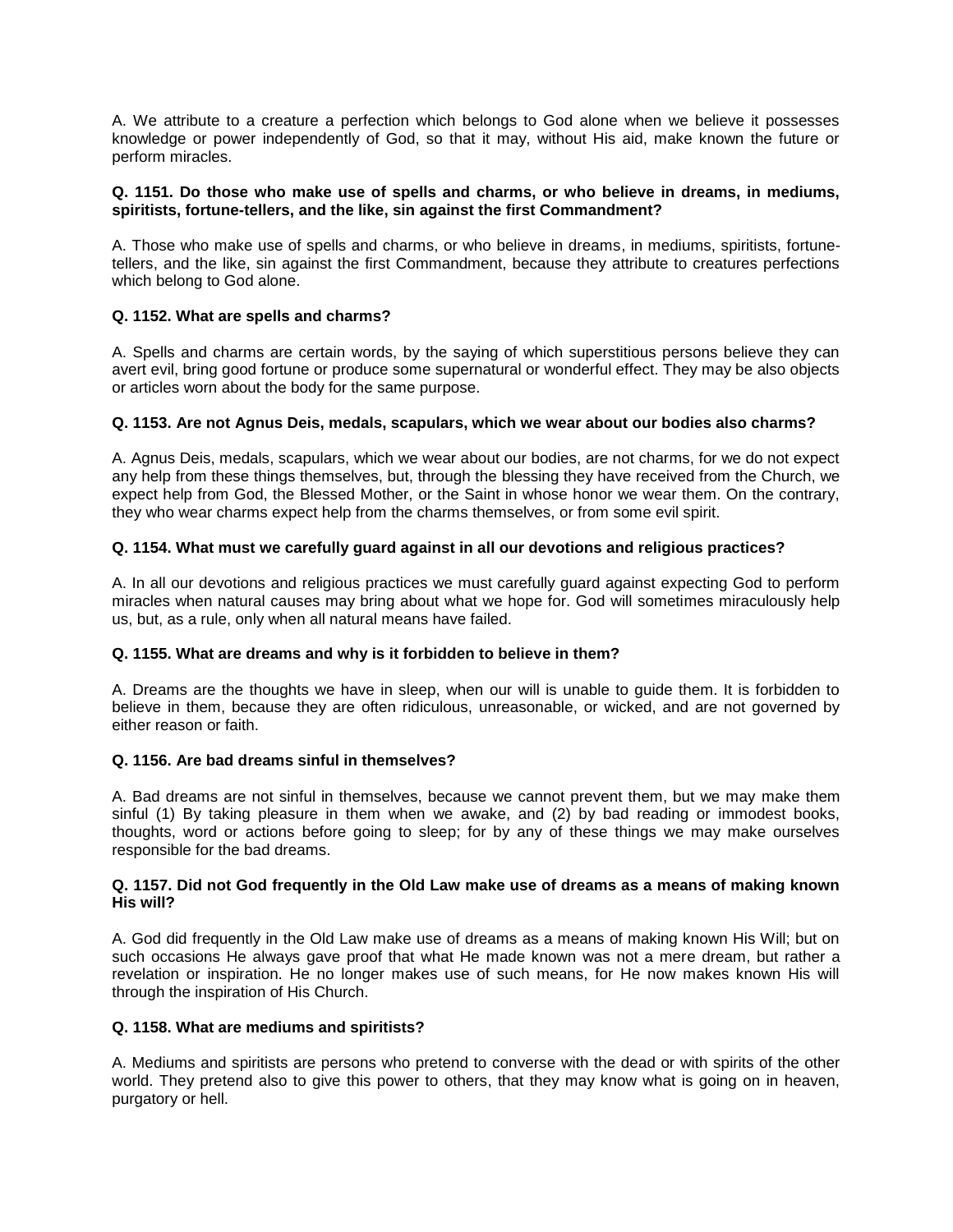A. We attribute to a creature a perfection which belongs to God alone when we believe it possesses knowledge or power independently of God, so that it may, without His aid, make known the future or perform miracles.

**Q. 1151. Do those who make use of spells and charms, or who believe in dreams, in mediums, spiritists, fortune-tellers, and the like, sin against the first Commandment?**

A. Those who make use of spells and charms, or who believe in dreams, in mediums, spiritists, fortune-tellers, and the like, sin against the first Commandment, because they attribute to creatures perfections which belong to God alone.

**Q. 1152. What are spells and charms?**

A. Spells and charms are certain words, by the saying of which superstitious persons believe they can avert evil, bring good fortune or produce some supernatural or wonderful effect. They may be also objects or articles worn about the body for the same purpose.

**Q. 1153. Are not Agnus Deis, medals, scapulars, which we wear about our bodies also charms?**

A. Agnus Deis, medals, scapulars, which we wear about our bodies, are not charms, for we do not expect any help from these things themselves, but, through the blessing they have received from the Church, we expect help from God, the Blessed Mother, or the Saint in whose honor we wear them. On the contrary, they who wear charms expect help from the charms themselves, or from some evil spirit.

**Q. 1154. What must we carefully guard against in all our devotions and religious practices?**

A. In all our devotions and religious practices we must carefully guard against expecting God to perform miracles when natural causes may bring about what we hope for. God will sometimes miraculously help us, but, as a rule, only when all natural means have failed.

**Q. 1155. What are dreams and why is it forbidden to believe in them?**

A. Dreams are the thoughts we have in sleep, when our will is unable to guide them. It is forbidden to believe in them, because they are often ridiculous, unreasonable, or wicked, and are not governed by either reason or faith.

**Q. 1156. Are bad dreams sinful in themselves?**

A. Bad dreams are not sinful in themselves, because we cannot prevent them, but we may make them sinful (1) By taking pleasure in them when we awake, and (2) by bad reading or immodest books, thoughts, word or actions before going to sleep; for by any of these things we may make ourselves responsible for the bad dreams.

**Q. 1157. Did not God frequently in the Old Law make use of dreams as a means of making known His will?**

A. God did frequently in the Old Law make use of dreams as a means of making known His Will; but on such occasions He always gave proof that what He made known was not a mere dream, but rather a revelation or inspiration. He no longer makes use of such means, for He now makes known His will through the inspiration of His Church.

**Q. 1158. What are mediums and spiritists?**

A. Mediums and spiritists are persons who pretend to converse with the dead or with spirits of the other world. They pretend also to give this power to others, that they may know what is going on in heaven, purgatory or hell.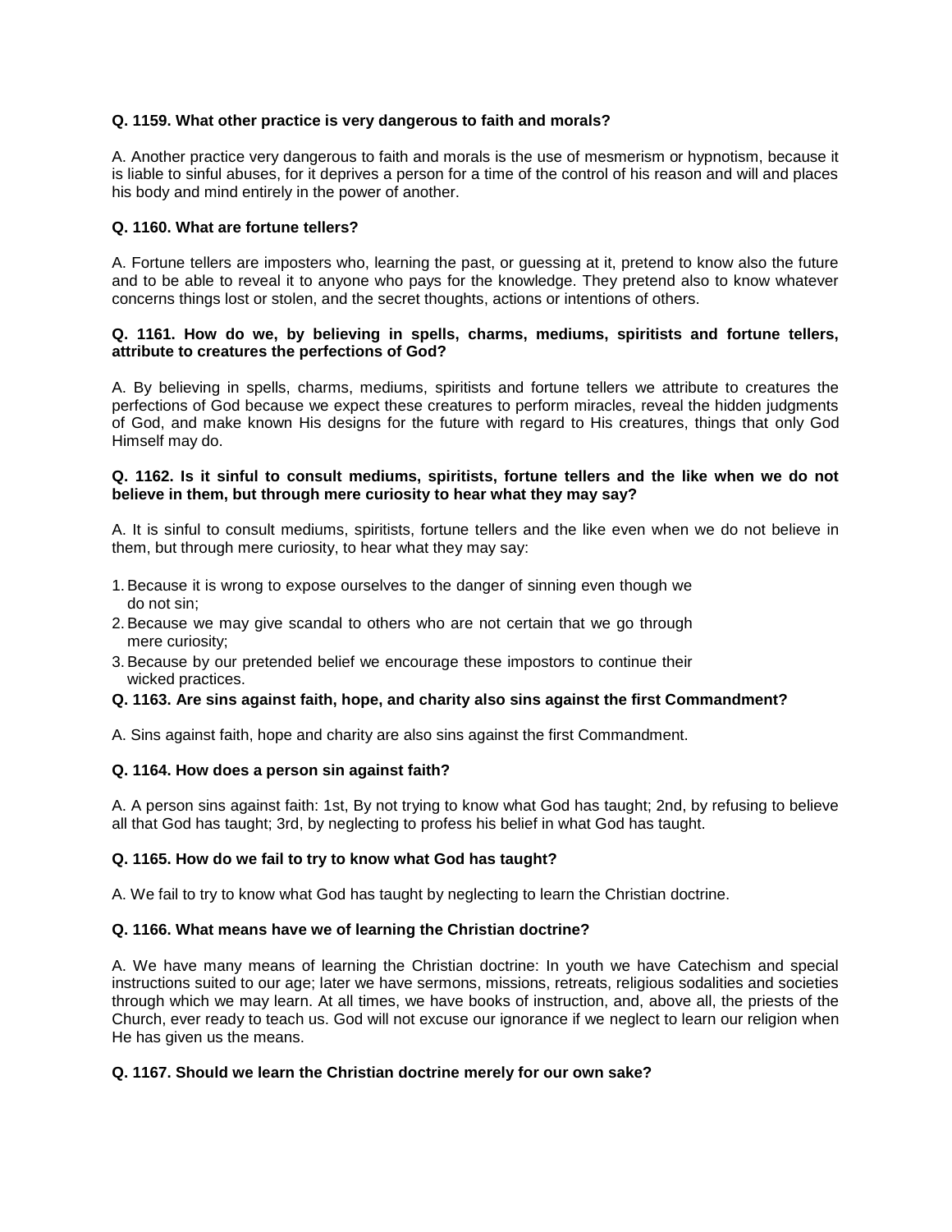**Q. 1159. What other practice is very dangerous to faith and morals?**

A. Another practice very dangerous to faith and morals is the use of mesmerism or hypnotism, because it is liable to sinful abuses, for it deprives a person for a time of the control of his reason and will and places his body and mind entirely in the power of another.

**Q. 1160. What are fortune tellers?**

A. Fortune tellers are imposters who, learning the past, or guessing at it, pretend to know also the future and to be able to reveal it to anyone who pays for the knowledge. They pretend also to know whatever concerns things lost or stolen, and the secret thoughts, actions or intentions of others.

**Q. 1161. How do we, by believing in spells, charms, mediums, spiritists and fortune tellers, attribute to creatures the perfections of God?**

A. By believing in spells, charms, mediums, spiritists and fortune tellers we attribute to creatures the perfections of God because we expect these creatures to perform miracles, reveal the hidden judgments of God, and make known His designs for the future with regard to His creatures, things that only God Himself may do.

**Q. 1162. Is it sinful to consult mediums, spiritists, fortune tellers and the like when we do not believe in them, but through mere curiosity to hear what they may say?**

A. It is sinful to consult mediums, spiritists, fortune tellers and the like even when we do not believe in them, but through mere curiosity, to hear what they may say:

1. Because it is wrong to expose ourselves to the danger of sinning even though we do not sin;
2. Because we may give scandal to others who are not certain that we go through mere curiosity;
3. Because by our pretended belief we encourage these impostors to continue their wicked practices.

**Q. 1163. Are sins against faith, hope, and charity also sins against the first Commandment?**

A. Sins against faith, hope and charity are also sins against the first Commandment.

**Q. 1164. How does a person sin against faith?**

A. A person sins against faith: 1st, By not trying to know what God has taught; 2nd, by refusing to believe all that God has taught; 3rd, by neglecting to profess his belief in what God has taught.

**Q. 1165. How do we fail to try to know what God has taught?**

A. We fail to try to know what God has taught by neglecting to learn the Christian doctrine.

**Q. 1166. What means have we of learning the Christian doctrine?**

A. We have many means of learning the Christian doctrine: In youth we have Catechism and special instructions suited to our age; later we have sermons, missions, retreats, religious sodalities and societies through which we may learn. At all times, we have books of instruction, and, above all, the priests of the Church, ever ready to teach us. God will not excuse our ignorance if we neglect to learn our religion when He has given us the means.

**Q. 1167. Should we learn the Christian doctrine merely for our own sake?**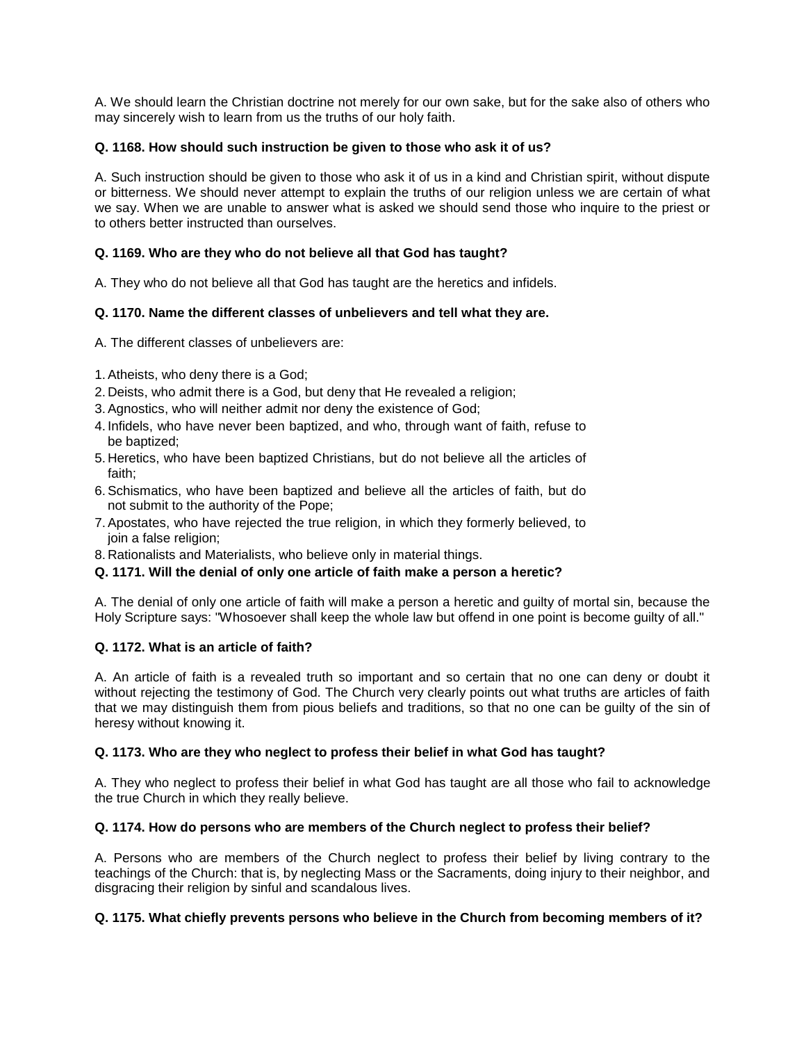A. We should learn the Christian doctrine not merely for our own sake, but for the sake also of others who may sincerely wish to learn from us the truths of our holy faith.

**Q. 1168. How should such instruction be given to those who ask it of us?**

A. Such instruction should be given to those who ask it of us in a kind and Christian spirit, without dispute or bitterness. We should never attempt to explain the truths of our religion unless we are certain of what we say. When we are unable to answer what is asked we should send those who inquire to the priest or to others better instructed than ourselves.

**Q. 1169. Who are they who do not believe all that God has taught?**

A. They who do not believe all that God has taught are the heretics and infidels.

**Q. 1170. Name the different classes of unbelievers and tell what they are.**

A. The different classes of unbelievers are:

1. Atheists, who deny there is a God;
2. Deists, who admit there is a God, but deny that He revealed a religion;
3. Agnostics, who will neither admit nor deny the existence of God;
4. Infidels, who have never been baptized, and who, through want of faith, refuse to be baptized;
5. Heretics, who have been baptized Christians, but do not believe all the articles of faith;
6. Schismatics, who have been baptized and believe all the articles of faith, but do not submit to the authority of the Pope;
7. Apostates, who have rejected the true religion, in which they formerly believed, to join a false religion;
8. Rationalists and Materialists, who believe only in material things.

**Q. 1171. Will the denial of only one article of faith make a person a heretic?**

A. The denial of only one article of faith will make a person a heretic and guilty of mortal sin, because the Holy Scripture says: "Whosoever shall keep the whole law but offend in one point is become guilty of all."

**Q. 1172. What is an article of faith?**

A. An article of faith is a revealed truth so important and so certain that no one can deny or doubt it without rejecting the testimony of God. The Church very clearly points out what truths are articles of faith that we may distinguish them from pious beliefs and traditions, so that no one can be guilty of the sin of heresy without knowing it.

**Q. 1173. Who are they who neglect to profess their belief in what God has taught?**

A. They who neglect to profess their belief in what God has taught are all those who fail to acknowledge the true Church in which they really believe.

**Q. 1174. How do persons who are members of the Church neglect to profess their belief?**

A. Persons who are members of the Church neglect to profess their belief by living contrary to the teachings of the Church: that is, by neglecting Mass or the Sacraments, doing injury to their neighbor, and disgracing their religion by sinful and scandalous lives.

**Q. 1175. What chiefly prevents persons who believe in the Church from becoming members of it?**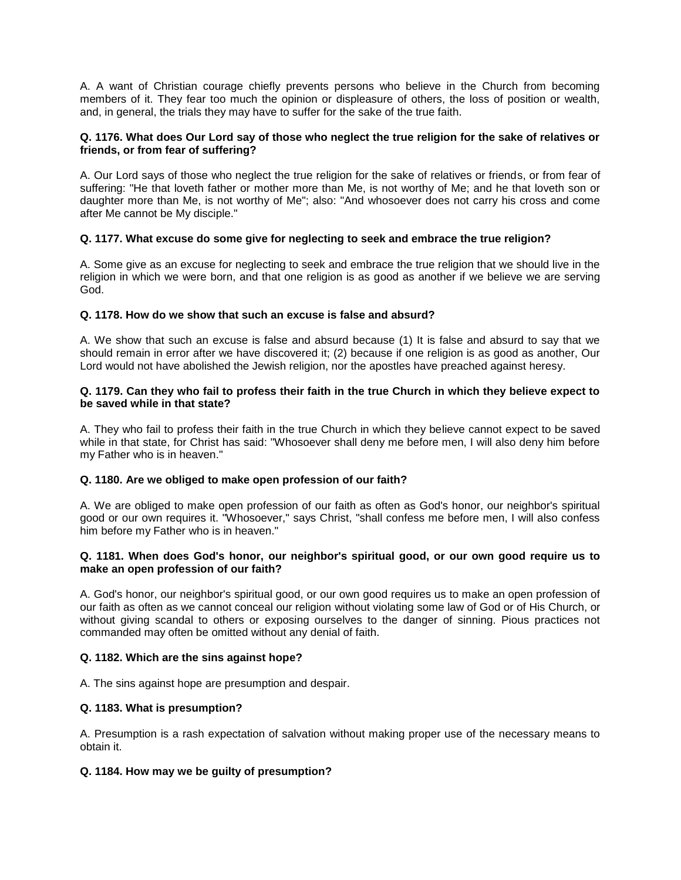A. A want of Christian courage chiefly prevents persons who believe in the Church from becoming members of it. They fear too much the opinion or displeasure of others, the loss of position or wealth, and, in general, the trials they may have to suffer for the sake of the true faith.

**Q. 1176. What does Our Lord say of those who neglect the true religion for the sake of relatives or friends, or from fear of suffering?**

A. Our Lord says of those who neglect the true religion for the sake of relatives or friends, or from fear of suffering: "He that loveth father or mother more than Me, is not worthy of Me; and he that loveth son or daughter more than Me, is not worthy of Me"; also: "And whosoever does not carry his cross and come after Me cannot be My disciple."

**Q. 1177. What excuse do some give for neglecting to seek and embrace the true religion?**

A. Some give as an excuse for neglecting to seek and embrace the true religion that we should live in the religion in which we were born, and that one religion is as good as another if we believe we are serving God.

**Q. 1178. How do we show that such an excuse is false and absurd?**

A. We show that such an excuse is false and absurd because (1) It is false and absurd to say that we should remain in error after we have discovered it; (2) because if one religion is as good as another, Our Lord would not have abolished the Jewish religion, nor the apostles have preached against heresy.

**Q. 1179. Can they who fail to profess their faith in the true Church in which they believe expect to be saved while in that state?**

A. They who fail to profess their faith in the true Church in which they believe cannot expect to be saved while in that state, for Christ has said: "Whosoever shall deny me before men, I will also deny him before my Father who is in heaven."

**Q. 1180. Are we obliged to make open profession of our faith?**

A. We are obliged to make open profession of our faith as often as God's honor, our neighbor's spiritual good or our own requires it. "Whosoever," says Christ, "shall confess me before men, I will also confess him before my Father who is in heaven."

**Q. 1181. When does God's honor, our neighbor's spiritual good, or our own good require us to make an open profession of our faith?**

A. God's honor, our neighbor's spiritual good, or our own good requires us to make an open profession of our faith as often as we cannot conceal our religion without violating some law of God or of His Church, or without giving scandal to others or exposing ourselves to the danger of sinning. Pious practices not commanded may often be omitted without any denial of faith.

**Q. 1182. Which are the sins against hope?**

A. The sins against hope are presumption and despair.

**Q. 1183. What is presumption?**

A. Presumption is a rash expectation of salvation without making proper use of the necessary means to obtain it.

**Q. 1184. How may we be guilty of presumption?**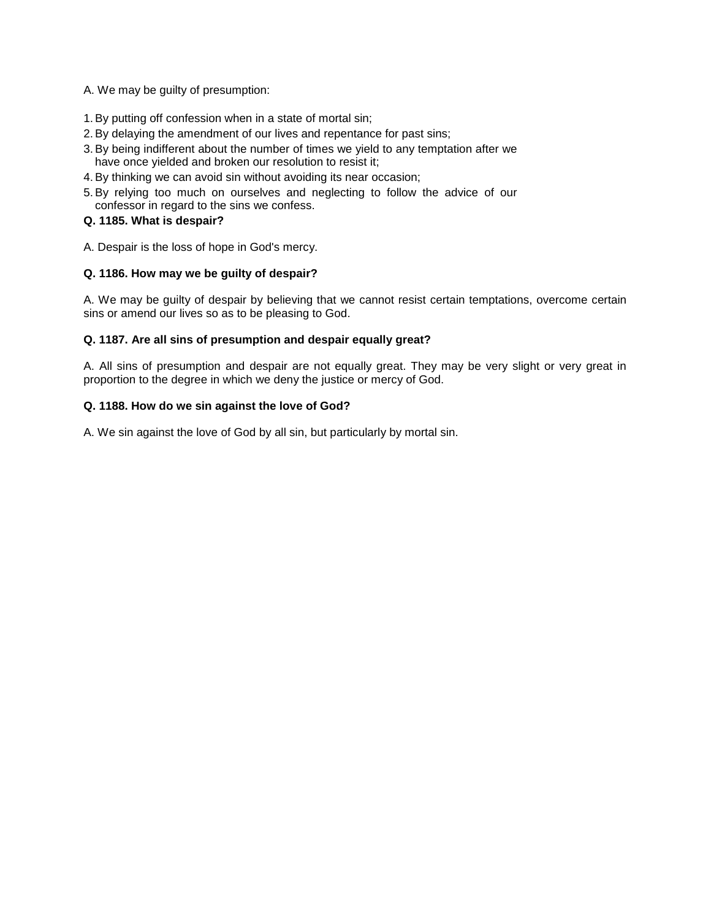A. We may be guilty of presumption:

1. By putting off confession when in a state of mortal sin;
2. By delaying the amendment of our lives and repentance for past sins;
3. By being indifferent about the number of times we yield to any temptation after we have once yielded and broken our resolution to resist it;
4. By thinking we can avoid sin without avoiding its near occasion;
5. By relying too much on ourselves and neglecting to follow the advice of our confessor in regard to the sins we confess.

**Q. 1185. What is despair?**

A. Despair is the loss of hope in God's mercy.

**Q. 1186. How may we be guilty of despair?**

A. We may be guilty of despair by believing that we cannot resist certain temptations, overcome certain sins or amend our lives so as to be pleasing to God.

**Q. 1187. Are all sins of presumption and despair equally great?**

A. All sins of presumption and despair are not equally great. They may be very slight or very great in proportion to the degree in which we deny the justice or mercy of God.

**Q. 1188. How do we sin against the love of God?**

A. We sin against the love of God by all sin, but particularly by mortal sin.